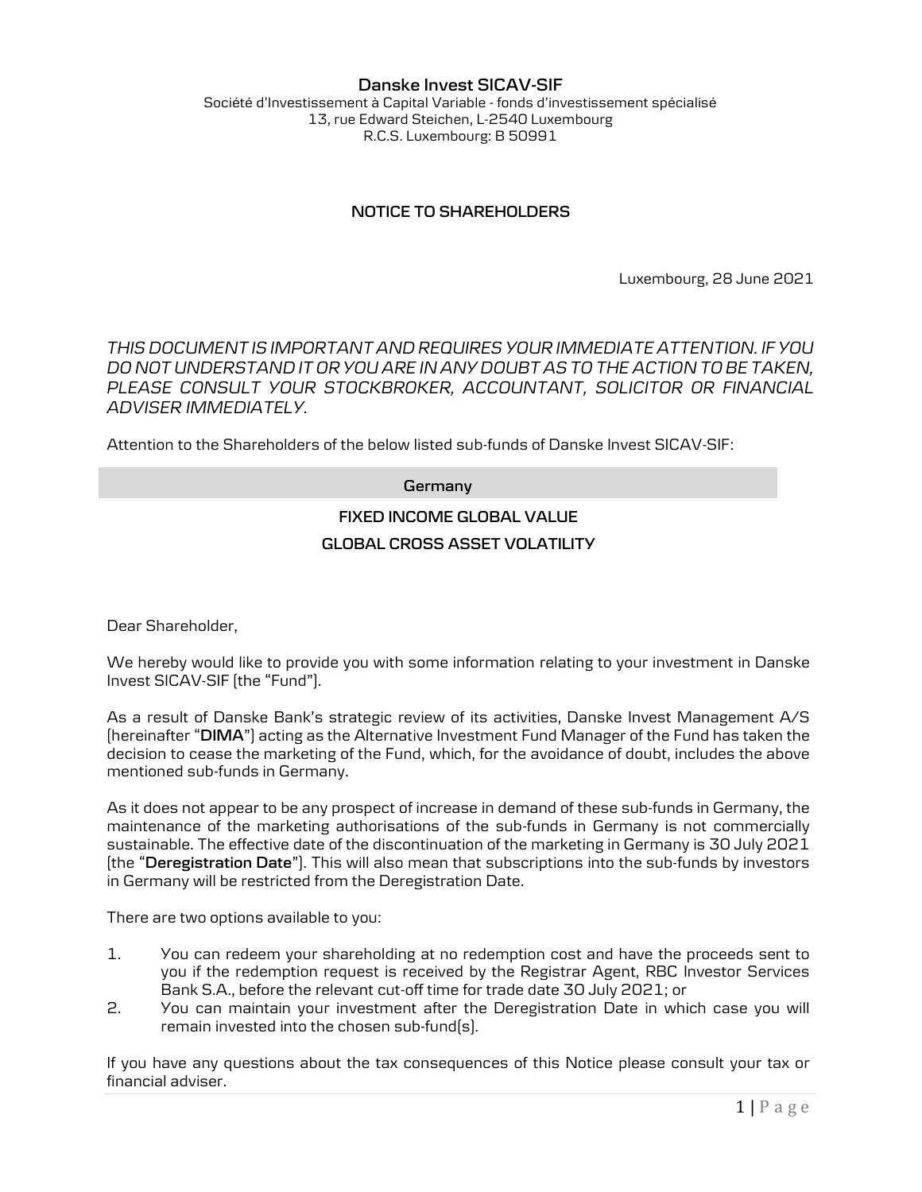**Danske Invest SICAV-SIF**

Société d'Investissement à Capital Variable - fonds d'investissement spécialisé
13, rue Edward Steichen, L-2540 Luxembourg
R.C.S. Luxembourg: B 50991

## NOTICE TO SHAREHOLDERS

Luxembourg, 28 June 2021

*THIS DOCUMENT IS IMPORTANT AND REQUIRES YOUR IMMEDIATE ATTENTION. IF YOU DO NOT UNDERSTAND IT OR YOU ARE IN ANY DOUBT AS TO THE ACTION TO BE TAKEN, PLEASE CONSULT YOUR STOCKBROKER, ACCOUNTANT, SOLICITOR OR FINANCIAL ADVISER IMMEDIATELY.*

Attention to the Shareholders of the below listed sub-funds of Danske Invest SICAV-SIF:

| Germany |
| --- |
| **FIXED INCOME GLOBAL VALUE** |
| **GLOBAL CROSS ASSET VOLATILITY** |

Dear Shareholder,

We hereby would like to provide you with some information relating to your investment in Danske Invest SICAV-SIF (the "Fund").

As a result of Danske Bank's strategic review of its activities, Danske Invest Management A/S (hereinafter "**DIMA**") acting as the Alternative Investment Fund Manager of the Fund has taken the decision to cease the marketing of the Fund, which, for the avoidance of doubt, includes the above mentioned sub-funds in Germany.

As it does not appear to be any prospect of increase in demand of these sub-funds in Germany, the maintenance of the marketing authorisations of the sub-funds in Germany is not commercially sustainable. The effective date of the discontinuation of the marketing in Germany is 30 July 2021 (the "**Deregistration Date**"). This will also mean that subscriptions into the sub-funds by investors in Germany will be restricted from the Deregistration Date.

There are two options available to you:

1. You can redeem your shareholding at no redemption cost and have the proceeds sent to you if the redemption request is received by the Registrar Agent, RBC Investor Services Bank S.A., before the relevant cut-off time for trade date 30 July 2021; or
2. You can maintain your investment after the Deregistration Date in which case you will remain invested into the chosen sub-fund(s).

If you have any questions about the tax consequences of this Notice please consult your tax or financial adviser.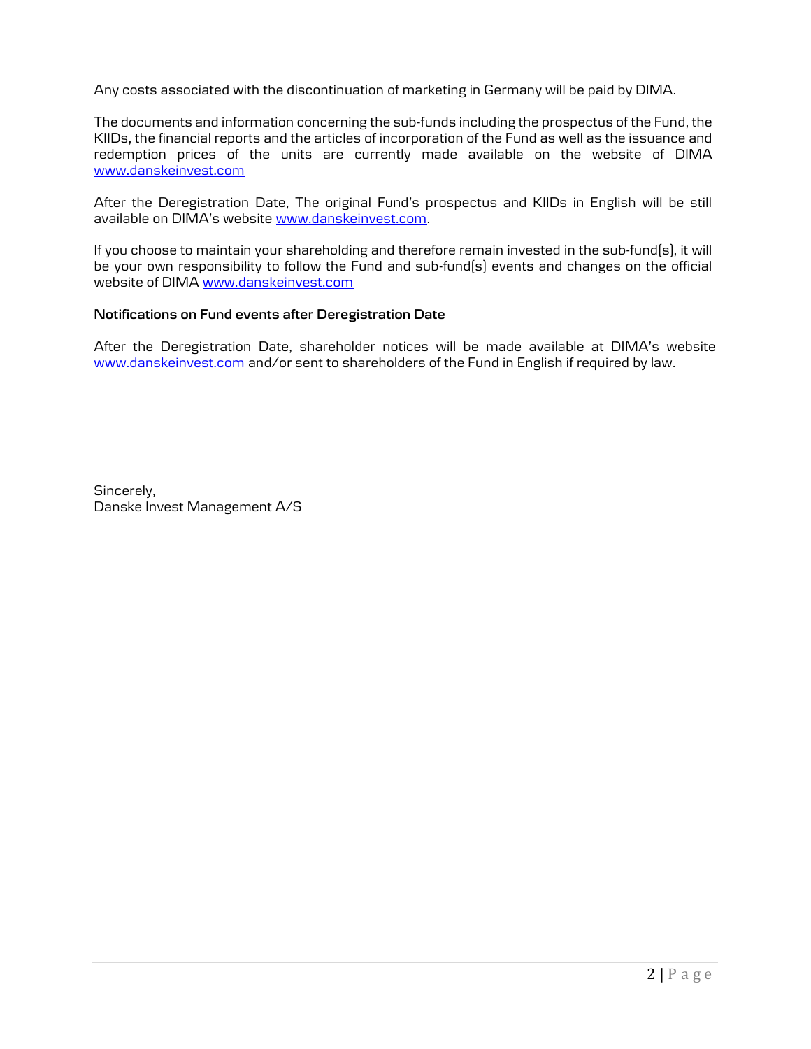Any costs associated with the discontinuation of marketing in Germany will be paid by DIMA.

The documents and information concerning the sub-funds including the prospectus of the Fund, the KIIDs, the financial reports and the articles of incorporation of the Fund as well as the issuance and redemption prices of the units are currently made available on the website of DIMA www.danskeinvest.com

After the Deregistration Date, The original Fund's prospectus and KIIDs in English will be still available on DIMA's website www.danskeinvest.com.

If you choose to maintain your shareholding and therefore remain invested in the sub-fund(s), it will be your own responsibility to follow the Fund and sub-fund(s) events and changes on the official website of DIMA www.danskeinvest.com

**Notifications on Fund events after Deregistration Date**

After the Deregistration Date, shareholder notices will be made available at DIMA's website www.danskeinvest.com and/or sent to shareholders of the Fund in English if required by law.

Sincerely,
Danske Invest Management A/S